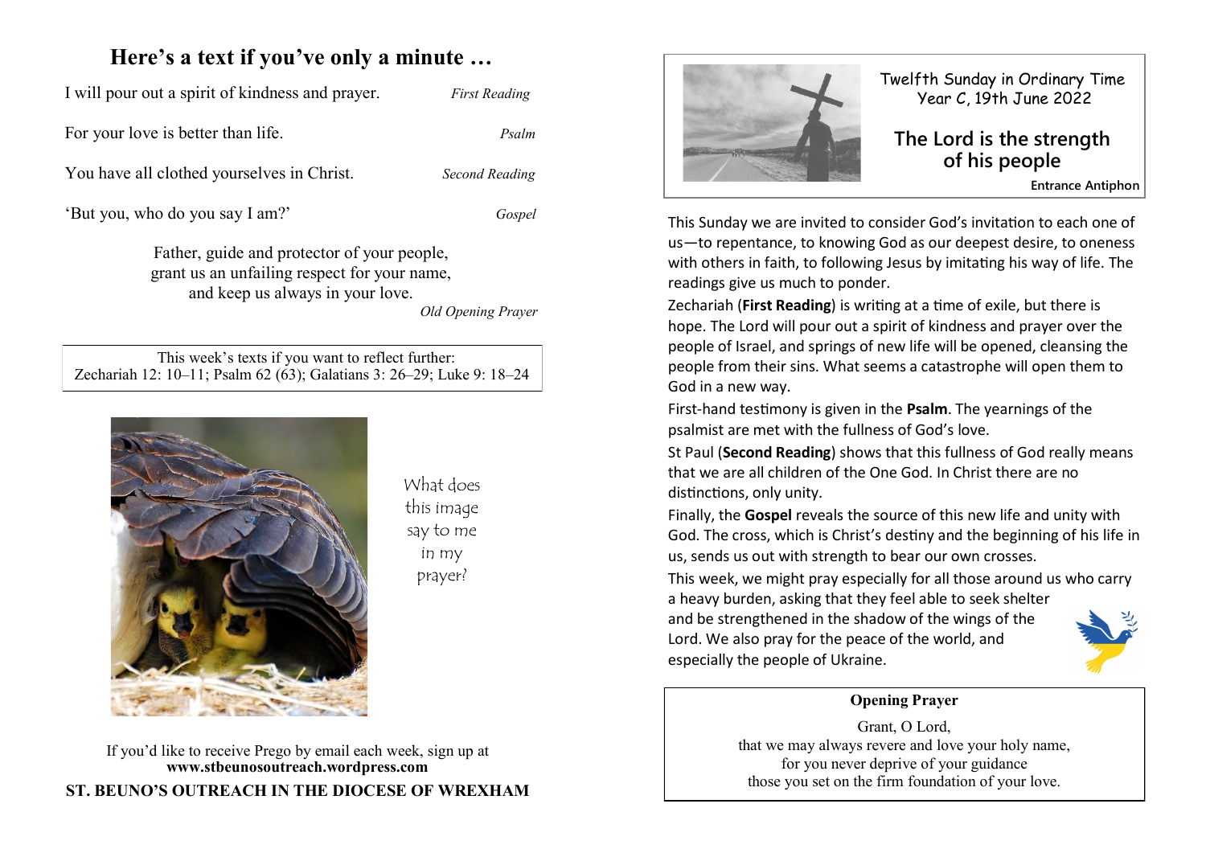## Here's a text if you've only a minute …

I will pour out a spirit of kindness and prayer. *First Reading*

For your love is better than life. *Psalm*

You have all clothed yourselves in Christ. *Second Reading*

'But you, who do you say I am?' *Gospel*

Father, guide and protector of your people,
grant us an unfailing respect for your name,
and keep us always in your love.
*Old Opening Prayer*

This week's texts if you want to reflect further:
Zechariah 12: 10–11; Psalm 62 (63); Galatians 3: 26–29; Luke 9: 18–24

What does this image say to me in my prayer?

If you'd like to receive Prego by email each week, sign up at
**www.stbeunosoutreach.wordpress.com**

**ST. BEUNO'S OUTREACH IN THE DIOCESE OF WREXHAM**

Twelfth Sunday in Ordinary Time
Year C, 19th June 2022

### The Lord is the strength of his people

**Entrance Antiphon**

This Sunday we are invited to consider God's invitation to each one of us—to repentance, to knowing God as our deepest desire, to oneness with others in faith, to following Jesus by imitating his way of life. The readings give us much to ponder.

Zechariah (**First Reading**) is writing at a time of exile, but there is hope. The Lord will pour out a spirit of kindness and prayer over the people of Israel, and springs of new life will be opened, cleansing the people from their sins. What seems a catastrophe will open them to God in a new way.

First-hand testimony is given in the **Psalm**. The yearnings of the psalmist are met with the fullness of God's love.

St Paul (**Second Reading**) shows that this fullness of God really means that we are all children of the One God. In Christ there are no distinctions, only unity.

Finally, the **Gospel** reveals the source of this new life and unity with God. The cross, which is Christ's destiny and the beginning of his life in us, sends us out with strength to bear our own crosses.

This week, we might pray especially for all those around us who carry a heavy burden, asking that they feel able to seek shelter and be strengthened in the shadow of the wings of the Lord. We also pray for the peace of the world, and especially the people of Ukraine.

**Opening Prayer**

Grant, O Lord,
that we may always revere and love your holy name,
for you never deprive of your guidance
those you set on the firm foundation of your love.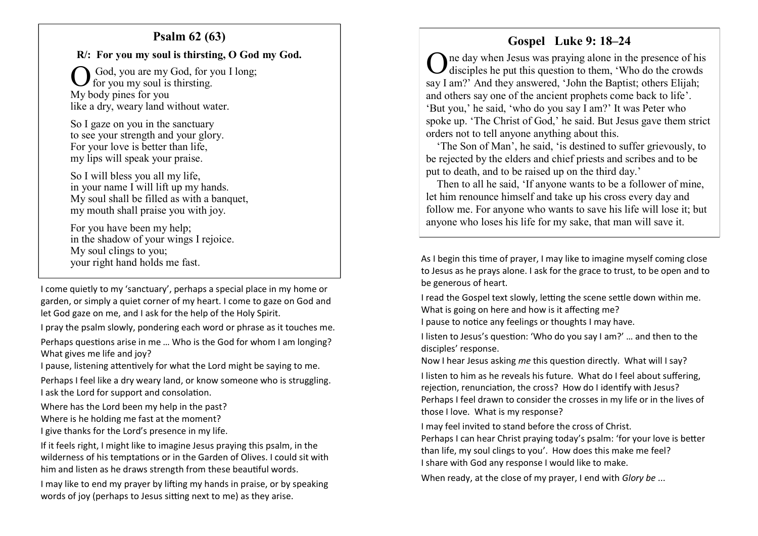## Psalm 62 (63)

**R/: For you my soul is thirsting, O God my God.**

O God, you are my God, for you I long;
for you my soul is thirsting.
My body pines for you
like a dry, weary land without water.

So I gaze on you in the sanctuary
to see your strength and your glory.
For your love is better than life,
my lips will speak your praise.

So I will bless you all my life,
in your name I will lift up my hands.
My soul shall be filled as with a banquet,
my mouth shall praise you with joy.

For you have been my help;
in the shadow of your wings I rejoice.
My soul clings to you;
your right hand holds me fast.

I come quietly to my 'sanctuary', perhaps a special place in my home or garden, or simply a quiet corner of my heart. I come to gaze on God and let God gaze on me, and I ask for the help of the Holy Spirit.

I pray the psalm slowly, pondering each word or phrase as it touches me.

Perhaps questions arise in me … Who is the God for whom I am longing? What gives me life and joy?
I pause, listening attentively for what the Lord might be saying to me.

Perhaps I feel like a dry weary land, or know someone who is struggling. I ask the Lord for support and consolation.

Where has the Lord been my help in the past?
Where is he holding me fast at the moment?
I give thanks for the Lord's presence in my life.

If it feels right, I might like to imagine Jesus praying this psalm, in the wilderness of his temptations or in the Garden of Olives. I could sit with him and listen as he draws strength from these beautiful words.

I may like to end my prayer by lifting my hands in praise, or by speaking words of joy (perhaps to Jesus sitting next to me) as they arise.

## Gospel Luke 9: 18–24

One day when Jesus was praying alone in the presence of his disciples he put this question to them, 'Who do the crowds say I am?' And they answered, 'John the Baptist; others Elijah; and others say one of the ancient prophets come back to life'. 'But you,' he said, 'who do you say I am?' It was Peter who spoke up. 'The Christ of God,' he said. But Jesus gave them strict orders not to tell anyone anything about this.

'The Son of Man', he said, 'is destined to suffer grievously, to be rejected by the elders and chief priests and scribes and to be put to death, and to be raised up on the third day.'

Then to all he said, 'If anyone wants to be a follower of mine, let him renounce himself and take up his cross every day and follow me. For anyone who wants to save his life will lose it; but anyone who loses his life for my sake, that man will save it.

As I begin this time of prayer, I may like to imagine myself coming close to Jesus as he prays alone. I ask for the grace to trust, to be open and to be generous of heart.

I read the Gospel text slowly, letting the scene settle down within me. What is going on here and how is it affecting me?
I pause to notice any feelings or thoughts I may have.

I listen to Jesus's question: 'Who do you say I am?' … and then to the disciples' response.
Now I hear Jesus asking *me* this question directly. What will I say?

I listen to him as he reveals his future. What do I feel about suffering, rejection, renunciation, the cross? How do I identify with Jesus? Perhaps I feel drawn to consider the crosses in my life or in the lives of those I love. What is my response?

I may feel invited to stand before the cross of Christ.
Perhaps I can hear Christ praying today's psalm: 'for your love is better than life, my soul clings to you'. How does this make me feel?
I share with God any response I would like to make.

When ready, at the close of my prayer, I end with *Glory be* ...